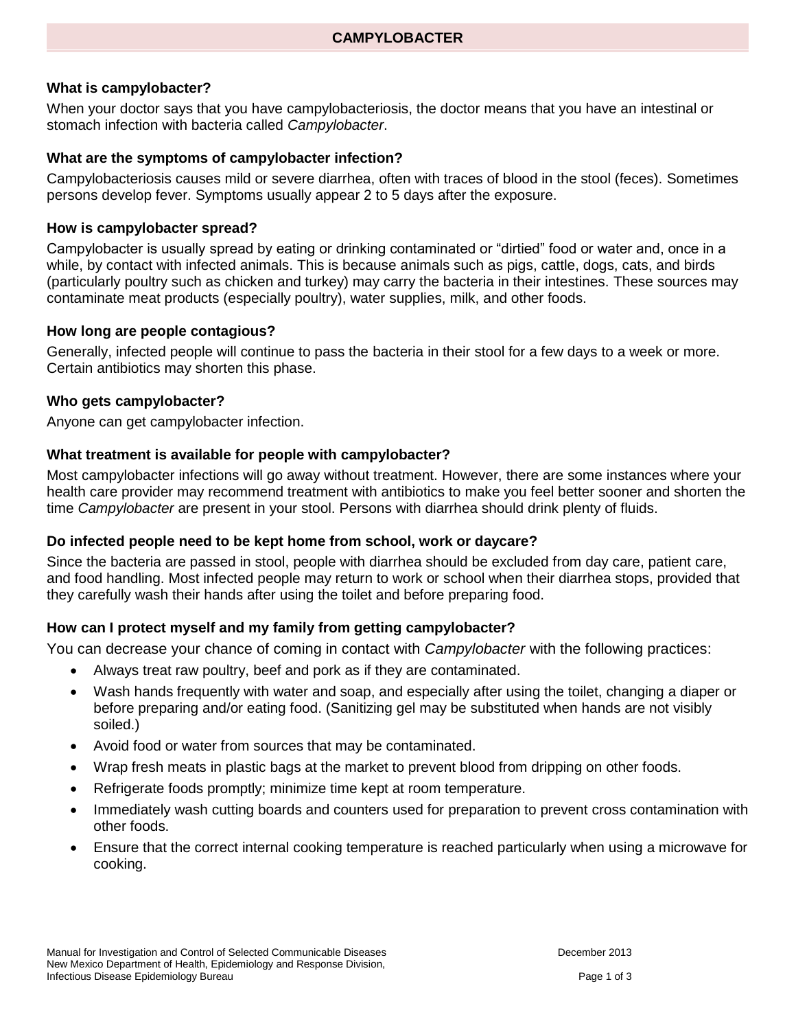# CAMPYLOBACTER

## What is campylobacter?

When your doctor says that you have campylobacteriosis, the doctor means that you have an intestinal or stomach infection with bacteria called *Campylobacter*.

## What are the symptoms of campylobacter infection?

Campylobacteriosis causes mild or severe diarrhea, often with traces of blood in the stool (feces). Sometimes persons develop fever. Symptoms usually appear 2 to 5 days after the exposure.

## How is campylobacter spread?

Campylobacter is usually spread by eating or drinking contaminated or "dirtied" food or water and, once in a while, by contact with infected animals. This is because animals such as pigs, cattle, dogs, cats, and birds (particularly poultry such as chicken and turkey) may carry the bacteria in their intestines. These sources may contaminate meat products (especially poultry), water supplies, milk, and other foods.

## How long are people contagious?

Generally, infected people will continue to pass the bacteria in their stool for a few days to a week or more. Certain antibiotics may shorten this phase.

## Who gets campylobacter?

Anyone can get campylobacter infection.

## What treatment is available for people with campylobacter?

Most campylobacter infections will go away without treatment. However, there are some instances where your health care provider may recommend treatment with antibiotics to make you feel better sooner and shorten the time *Campylobacter* are present in your stool. Persons with diarrhea should drink plenty of fluids.

## Do infected people need to be kept home from school, work or daycare?

Since the bacteria are passed in stool, people with diarrhea should be excluded from day care, patient care, and food handling. Most infected people may return to work or school when their diarrhea stops, provided that they carefully wash their hands after using the toilet and before preparing food.

## How can I protect myself and my family from getting campylobacter?

You can decrease your chance of coming in contact with *Campylobacter* with the following practices:

- Always treat raw poultry, beef and pork as if they are contaminated.
- Wash hands frequently with water and soap, and especially after using the toilet, changing a diaper or before preparing and/or eating food. (Sanitizing gel may be substituted when hands are not visibly soiled.)
- Avoid food or water from sources that may be contaminated.
- Wrap fresh meats in plastic bags at the market to prevent blood from dripping on other foods.
- Refrigerate foods promptly; minimize time kept at room temperature.
- Immediately wash cutting boards and counters used for preparation to prevent cross contamination with other foods.
- Ensure that the correct internal cooking temperature is reached particularly when using a microwave for cooking.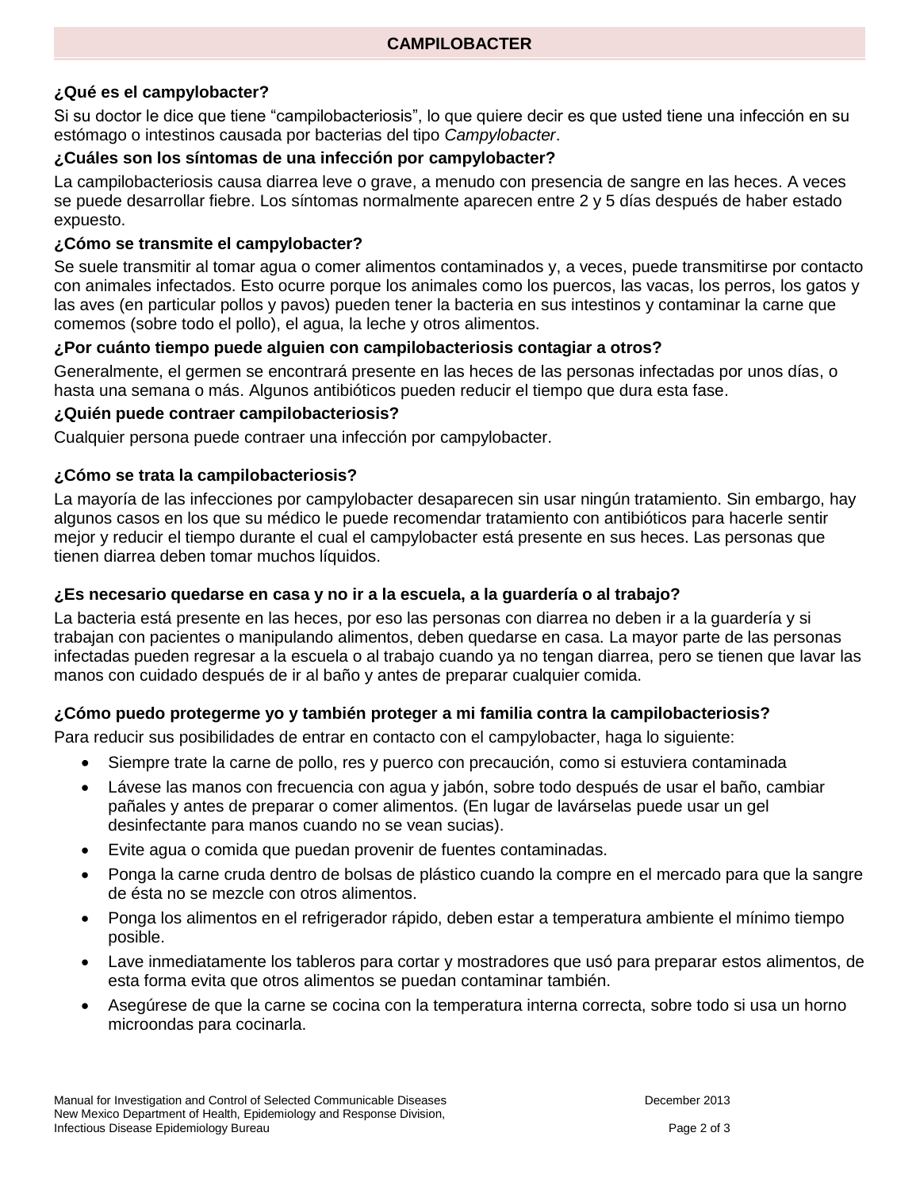## CAMPILOBACTER

### ¿Qué es el campylobacter?

Si su doctor le dice que tiene "campilobacteriosis", lo que quiere decir es que usted tiene una infección en su estómago o intestinos causada por bacterias del tipo *Campylobacter*.

### ¿Cuáles son los síntomas de una infección por campylobacter?

La campilobacteriosis causa diarrea leve o grave, a menudo con presencia de sangre en las heces. A veces se puede desarrollar fiebre. Los síntomas normalmente aparecen entre 2 y 5 días después de haber estado expuesto.

### ¿Cómo se transmite el campylobacter?

Se suele transmitir al tomar agua o comer alimentos contaminados y, a veces, puede transmitirse por contacto con animales infectados. Esto ocurre porque los animales como los puercos, las vacas, los perros, los gatos y las aves (en particular pollos y pavos) pueden tener la bacteria en sus intestinos y contaminar la carne que comemos (sobre todo el pollo), el agua, la leche y otros alimentos.

### ¿Por cuánto tiempo puede alguien con campilobacteriosis contagiar a otros?

Generalmente, el germen se encontrará presente en las heces de las personas infectadas por unos días, o hasta una semana o más. Algunos antibióticos pueden reducir el tiempo que dura esta fase.

### ¿Quién puede contraer campilobacteriosis?

Cualquier persona puede contraer una infección por campylobacter.

### ¿Cómo se trata la campilobacteriosis?

La mayoría de las infecciones por campylobacter desaparecen sin usar ningún tratamiento. Sin embargo, hay algunos casos en los que su médico le puede recomendar tratamiento con antibióticos para hacerle sentir mejor y reducir el tiempo durante el cual el campylobacter está presente en sus heces. Las personas que tienen diarrea deben tomar muchos líquidos.

### ¿Es necesario quedarse en casa y no ir a la escuela, a la guardería o al trabajo?

La bacteria está presente en las heces, por eso las personas con diarrea no deben ir a la guardería y si trabajan con pacientes o manipulando alimentos, deben quedarse en casa. La mayor parte de las personas infectadas pueden regresar a la escuela o al trabajo cuando ya no tengan diarrea, pero se tienen que lavar las manos con cuidado después de ir al baño y antes de preparar cualquier comida.

### ¿Cómo puedo protegerme yo y también proteger a mi familia contra la campilobacteriosis?

Para reducir sus posibilidades de entrar en contacto con el campylobacter, haga lo siguiente:

- Siempre trate la carne de pollo, res y puerco con precaución, como si estuviera contaminada
- Lávese las manos con frecuencia con agua y jabón, sobre todo después de usar el baño, cambiar pañales y antes de preparar o comer alimentos. (En lugar de lavárselas puede usar un gel desinfectante para manos cuando no se vean sucias).
- Evite agua o comida que puedan provenir de fuentes contaminadas.
- Ponga la carne cruda dentro de bolsas de plástico cuando la compre en el mercado para que la sangre de ésta no se mezcle con otros alimentos.
- Ponga los alimentos en el refrigerador rápido, deben estar a temperatura ambiente el mínimo tiempo posible.
- Lave inmediatamente los tableros para cortar y mostradores que usó para preparar estos alimentos, de esta forma evita que otros alimentos se puedan contaminar también.
- Asegúrese de que la carne se cocina con la temperatura interna correcta, sobre todo si usa un horno microondas para cocinarla.